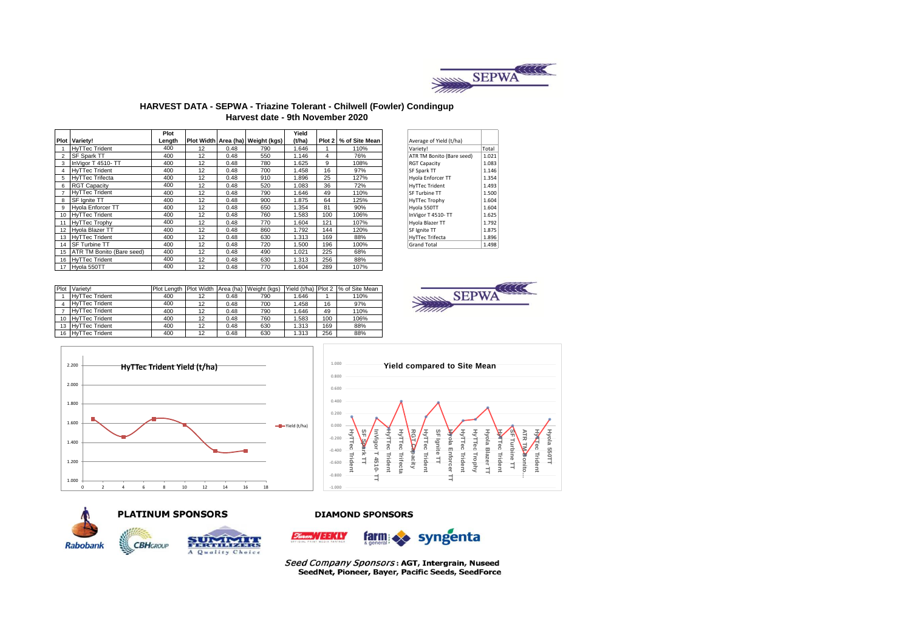SEPWA

## HARVEST DATA - SEPWA - Triazine Tolerant - Chilwell (Fowler) Condingup

### Harvest date - 9th November 2020

| Plot | Variety! | Plot Length | Plot Width | Area (ha) | Weight (kgs) | Yield (t/ha) | Plot 2 | % of Site Mean |
|---|---|---|---|---|---|---|---|---|
| 1 | HyTTec Trident | 400 | 12 | 0.48 | 790 | 1.646 | 1 | 110% |
| 2 | SF Spark TT | 400 | 12 | 0.48 | 550 | 1.146 | 4 | 76% |
| 3 | InVigor T 4510- TT | 400 | 12 | 0.48 | 780 | 1.625 | 9 | 108% |
| 4 | HyTTec Trident | 400 | 12 | 0.48 | 700 | 1.458 | 16 | 97% |
| 5 | HyTTec Trifecta | 400 | 12 | 0.48 | 910 | 1.896 | 25 | 127% |
| 6 | RGT Capacity | 400 | 12 | 0.48 | 520 | 1.083 | 36 | 72% |
| 7 | HyTTec Trident | 400 | 12 | 0.48 | 790 | 1.646 | 49 | 110% |
| 8 | SF Ignite TT | 400 | 12 | 0.48 | 900 | 1.875 | 64 | 125% |
| 9 | Hyola Enforcer TT | 400 | 12 | 0.48 | 650 | 1.354 | 81 | 90% |
| 10 | HyTTec Trident | 400 | 12 | 0.48 | 760 | 1.583 | 100 | 106% |
| 11 | HyTTec Trophy | 400 | 12 | 0.48 | 770 | 1.604 | 121 | 107% |
| 12 | Hyola Blazer TT | 400 | 12 | 0.48 | 860 | 1.792 | 144 | 120% |
| 13 | HyTTec Trident | 400 | 12 | 0.48 | 630 | 1.313 | 169 | 88% |
| 14 | SF Turbine TT | 400 | 12 | 0.48 | 720 | 1.500 | 196 | 100% |
| 15 | ATR TM Bonito (Bare seed) | 400 | 12 | 0.48 | 490 | 1.021 | 225 | 68% |
| 16 | HyTTec Trident | 400 | 12 | 0.48 | 630 | 1.313 | 256 | 88% |
| 17 | Hyola 550TT | 400 | 12 | 0.48 | 770 | 1.604 | 289 | 107% |

| Average of Yield (t/ha) | |
|---|---|
| Variety! | Total |
| ATR TM Bonito (Bare seed) | 1.021 |
| RGT Capacity | 1.083 |
| SF Spark TT | 1.146 |
| Hyola Enforcer TT | 1.354 |
| HyTTec Trident | 1.493 |
| SF Turbine TT | 1.500 |
| HyTTec Trophy | 1.604 |
| Hyola 550TT | 1.604 |
| InVigor T 4510- TT | 1.625 |
| Hyola Blazer TT | 1.792 |
| SF Ignite TT | 1.875 |
| HyTTec Trifecta | 1.896 |
| Grand Total | 1.498 |

| Plot | Variety! | Plot Length | Plot Width | Area (ha) | Weight (kgs) | Yield (t/ha) | Plot 2 | % of Site Mean |
|---|---|---|---|---|---|---|---|---|
| 1 | HyTTec Trident | 400 | 12 | 0.48 | 790 | 1.646 | 1 | 110% |
| 4 | HyTTec Trident | 400 | 12 | 0.48 | 700 | 1.458 | 16 | 97% |
| 7 | HyTTec Trident | 400 | 12 | 0.48 | 790 | 1.646 | 49 | 110% |
| 10 | HyTTec Trident | 400 | 12 | 0.48 | 760 | 1.583 | 100 | 106% |
| 13 | HyTTec Trident | 400 | 12 | 0.48 | 630 | 1.313 | 169 | 88% |
| 16 | HyTTec Trident | 400 | 12 | 0.48 | 630 | 1.313 | 256 | 88% |

SEPWA

**HyTTec Trident Yield (t/ha)**

**Yield compared to Site Mean**

**PLATINUM SPONSORS**

Rabobank, CBH Group, Summit Fertilizers – A Quality Choice

**DIAMOND SPONSORS**

Farm Weekly, farm & general, syngenta

*Seed Company Sponsors* : **AGT, Intergrain, Nuseed SeedNet, Pioneer, Bayer, Pacific Seeds, SeedForce**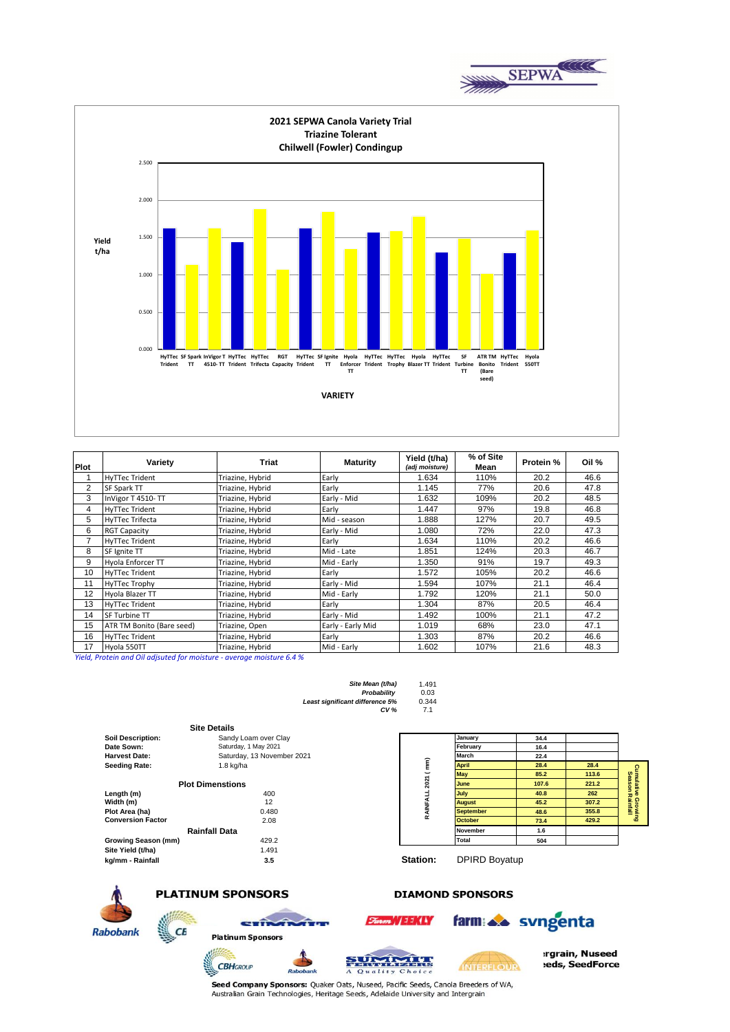## 2021 SEPWA Canola Variety Trial
### Triazine Tolerant
### Chilwell (Fowler) Condingup

| Plot | Variety | Triat | Maturity | Yield (t/ha) *(adj moisture)* | % of Site Mean | Protein % | Oil % |
|---|---|---|---|---|---|---|---|
| 1 | HyTTec Trident | Triazine, Hybrid | Early | 1.634 | 110% | 20.2 | 46.6 |
| 2 | SF Spark TT | Triazine, Hybrid | Early | 1.145 | 77% | 20.6 | 47.8 |
| 3 | InVigor T 4510- TT | Triazine, Hybrid | Early - Mid | 1.632 | 109% | 20.2 | 48.5 |
| 4 | HyTTec Trident | Triazine, Hybrid | Early | 1.447 | 97% | 19.8 | 46.8 |
| 5 | HyTTec Trifecta | Triazine, Hybrid | Mid - season | 1.888 | 127% | 20.7 | 49.5 |
| 6 | RGT Capacity | Triazine, Hybrid | Early - Mid | 1.080 | 72% | 22.0 | 47.3 |
| 7 | HyTTec Trident | Triazine, Hybrid | Early | 1.634 | 110% | 20.2 | 46.6 |
| 8 | SF Ignite TT | Triazine, Hybrid | Mid - Late | 1.851 | 124% | 20.3 | 46.7 |
| 9 | Hyola Enforcer TT | Triazine, Hybrid | Mid - Early | 1.350 | 91% | 19.7 | 49.3 |
| 10 | HyTTec Trident | Triazine, Hybrid | Early | 1.572 | 105% | 20.2 | 46.6 |
| 11 | HyTTec Trophy | Triazine, Hybrid | Early - Mid | 1.594 | 107% | 21.1 | 46.4 |
| 12 | Hyola Blazer TT | Triazine, Hybrid | Mid - Early | 1.792 | 120% | 21.1 | 50.0 |
| 13 | HyTTec Trident | Triazine, Hybrid | Early | 1.304 | 87% | 20.5 | 46.4 |
| 14 | SF Turbine TT | Triazine, Hybrid | Early - Mid | 1.492 | 100% | 21.1 | 47.2 |
| 15 | ATR TM Bonito (Bare seed) | Triazine, Open | Early - Early Mid | 1.019 | 68% | 23.0 | 47.1 |
| 16 | HyTTec Trident | Triazine, Hybrid | Early | 1.303 | 87% | 20.2 | 46.6 |
| 17 | Hyola 550TT | Triazine, Hybrid | Mid - Early | 1.602 | 107% | 21.6 | 48.3 |

*Yield, Protein and Oil adjsuted for moisture - average moisture 6.4 %*

| | |
|---|---|
| *Site Mean (t/ha)* | 1.491 |
| *Probability* | 0.03 |
| *Least significant difference 5%* | 0.344 |
| *CV %* | 7.1 |

### Site Details

| | |
|---|---|
| **Soil Description:** | Sandy Loam over Clay |
| **Date Sown:** | Saturday, 1 May 2021 |
| **Harvest Date:** | Saturday, 13 November 2021 |
| **Seeding Rate:** | 1.8 kg/ha |

### Plot Dimenstions

| | |
|---|---|
| **Length (m)** | 400 |
| **Width (m)** | 12 |
| **Plot Area (ha)** | 0.480 |
| **Conversion Factor** | 2.08 |

### Rainfall Data

| | |
|---|---|
| **Growing Season (mm)** | 429.2 |
| **Site Yield (t/ha)** | 1.491 |
| **kg/mm - Rainfall** | **3.5** |

**RAINFALL 2021 ( mm)**

| Month | Rainfall | Cumulative Growing Season Rainfall |
|---|---|---|
| January | 34.4 | |
| February | 16.4 | |
| March | 22.4 | |
| April | 28.4 | 28.4 |
| May | 85.2 | 113.6 |
| June | 107.6 | 221.2 |
| July | 40.8 | 262 |
| August | 45.2 | 307.2 |
| September | 48.6 | 355.8 |
| October | 73.4 | 429.2 |
| November | 1.6 | |
| Total | 504 | |

**Station:** DPIRD Boyatup

**PLATINUM SPONSORS**

**DIAMOND SPONSORS**

Platinum Sponsors

**Intergrain, Nuseed, SeedForce**

**Seed Company Sponsors:** Quaker Oats, Nuseed, Pacific Seeds, Canola Breeders of WA, Australian Grain Technologies, Heritage Seeds, Adelaide University and Intergrain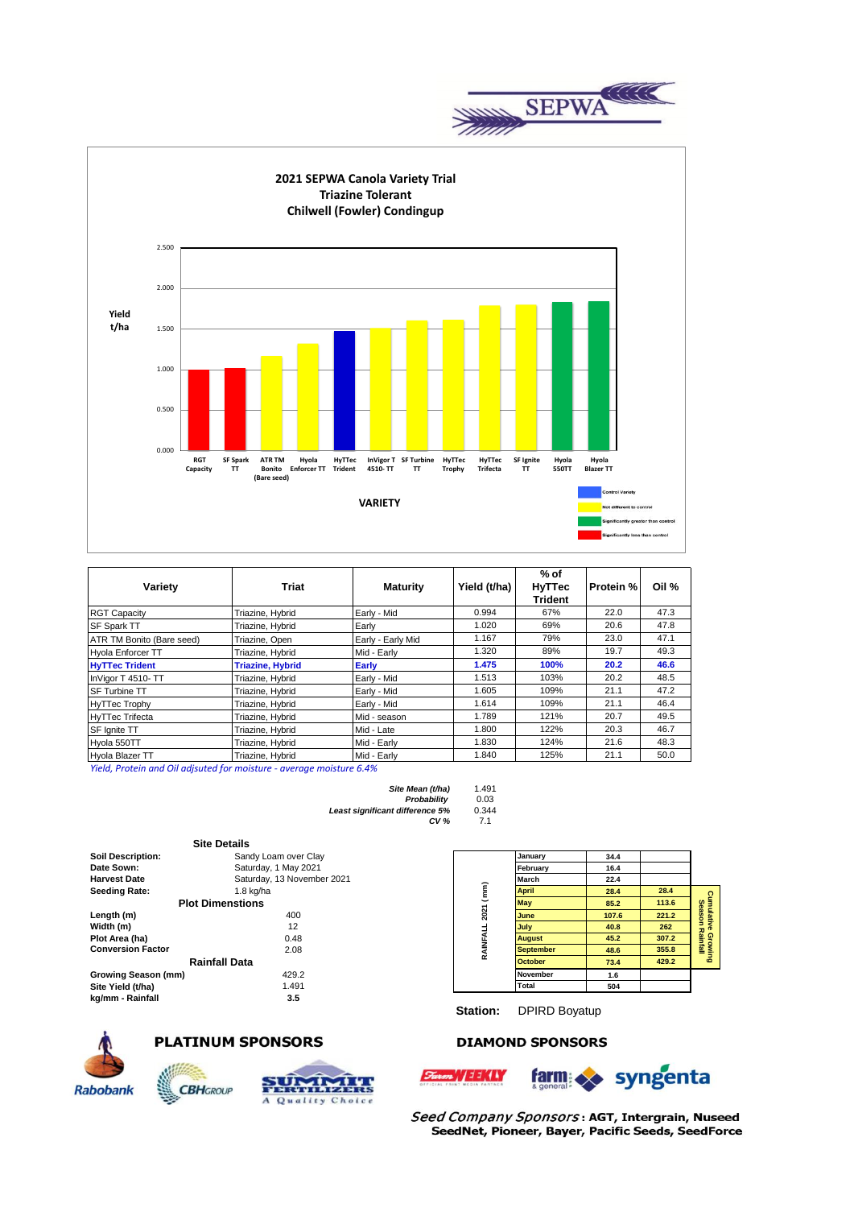## 2021 SEPWA Canola Variety Trial
### Triazine Tolerant
### Chilwell (Fowler) Condingup

Yield t/ha

2.500
2.000
1.500
1.000
0.500
0.000

RGT Capacity
SF Spark TT
ATR TM Bonito (Bare seed)
Hyola Enforcer TT
HyTTec Trident
InVigor T 4510- TT
SF Turbine TT
HyTTec Trophy
HyTTec Trifecta
SF Ignite TT
Hyola 550TT
Hyola Blazer TT

VARIETY

Control Variety
Not different to control
Significantly greater than control
Significantly less than control

| Variety | Triat | Maturity | Yield (t/ha) | % of HyTTec Trident | Protein % | Oil % |
|---|---|---|---|---|---|---|
| RGT Capacity | Triazine, Hybrid | Early - Mid | 0.994 | 67% | 22.0 | 47.3 |
| SF Spark TT | Triazine, Hybrid | Early | 1.020 | 69% | 20.6 | 47.8 |
| ATR TM Bonito (Bare seed) | Triazine, Open | Early - Early Mid | 1.167 | 79% | 23.0 | 47.1 |
| Hyola Enforcer TT | Triazine, Hybrid | Mid - Early | 1.320 | 89% | 19.7 | 49.3 |
| **HyTTec Trident** | **Triazine, Hybrid** | **Early** | **1.475** | **100%** | **20.2** | **46.6** |
| InVigor T 4510- TT | Triazine, Hybrid | Early - Mid | 1.513 | 103% | 20.2 | 48.5 |
| SF Turbine TT | Triazine, Hybrid | Early - Mid | 1.605 | 109% | 21.1 | 47.2 |
| HyTTec Trophy | Triazine, Hybrid | Early - Mid | 1.614 | 109% | 21.1 | 46.4 |
| HyTTec Trifecta | Triazine, Hybrid | Mid - season | 1.789 | 121% | 20.7 | 49.5 |
| SF Ignite TT | Triazine, Hybrid | Mid - Late | 1.800 | 122% | 20.3 | 46.7 |
| Hyola 550TT | Triazine, Hybrid | Mid - Early | 1.830 | 124% | 21.6 | 48.3 |
| Hyola Blazer TT | Triazine, Hybrid | Mid - Early | 1.840 | 125% | 21.1 | 50.0 |

*Yield, Protein and Oil adjsuted for moisture - average moisture 6.4%*

| | |
|---|---|
| *Site Mean (t/ha)* | 1.491 |
| *Probability* | 0.03 |
| *Least significant difference 5%* | 0.344 |
| *CV %* | 7.1 |

**Site Details**

| | |
|---|---|
| **Soil Description:** | Sandy Loam over Clay |
| **Date Sown:** | Saturday, 1 May 2021 |
| **Harvest Date** | Saturday, 13 November 2021 |
| **Seeding Rate:** | 1.8 kg/ha |

**Plot Dimensions**

| | |
|---|---|
| **Length (m)** | 400 |
| **Width (m)** | 12 |
| **Plot Area (ha)** | 0.48 |
| **Conversion Factor** | 2.08 |

**Rainfall Data**

| | |
|---|---|
| **Growing Season (mm)** | 429.2 |
| **Site Yield (t/ha)** | 1.491 |
| **kg/mm - Rainfall** | 3.5 |

RAINFALL 2021 (mm)

| Month | Rainfall | Cumulative Growing Season Rainfall |
|---|---|---|
| January | 34.4 | |
| February | 16.4 | |
| March | 22.4 | |
| April | 28.4 | 28.4 |
| May | 85.2 | 113.6 |
| June | 107.6 | 221.2 |
| July | 40.8 | 262 |
| August | 45.2 | 307.2 |
| September | 48.6 | 355.8 |
| October | 73.4 | 429.2 |
| November | 1.6 | |
| Total | 504 | |

**Station:** DPIRD Boyatup

**PLATINUM SPONSORS**

Rabobank, CBH Group, Summit Fertilizers

**DIAMOND SPONSORS**

Farm Weekly, farm & general, syngenta

*Seed Company Sponsors* **: AGT, Intergrain, Nuseed SeedNet, Pioneer, Bayer, Pacific Seeds, SeedForce**